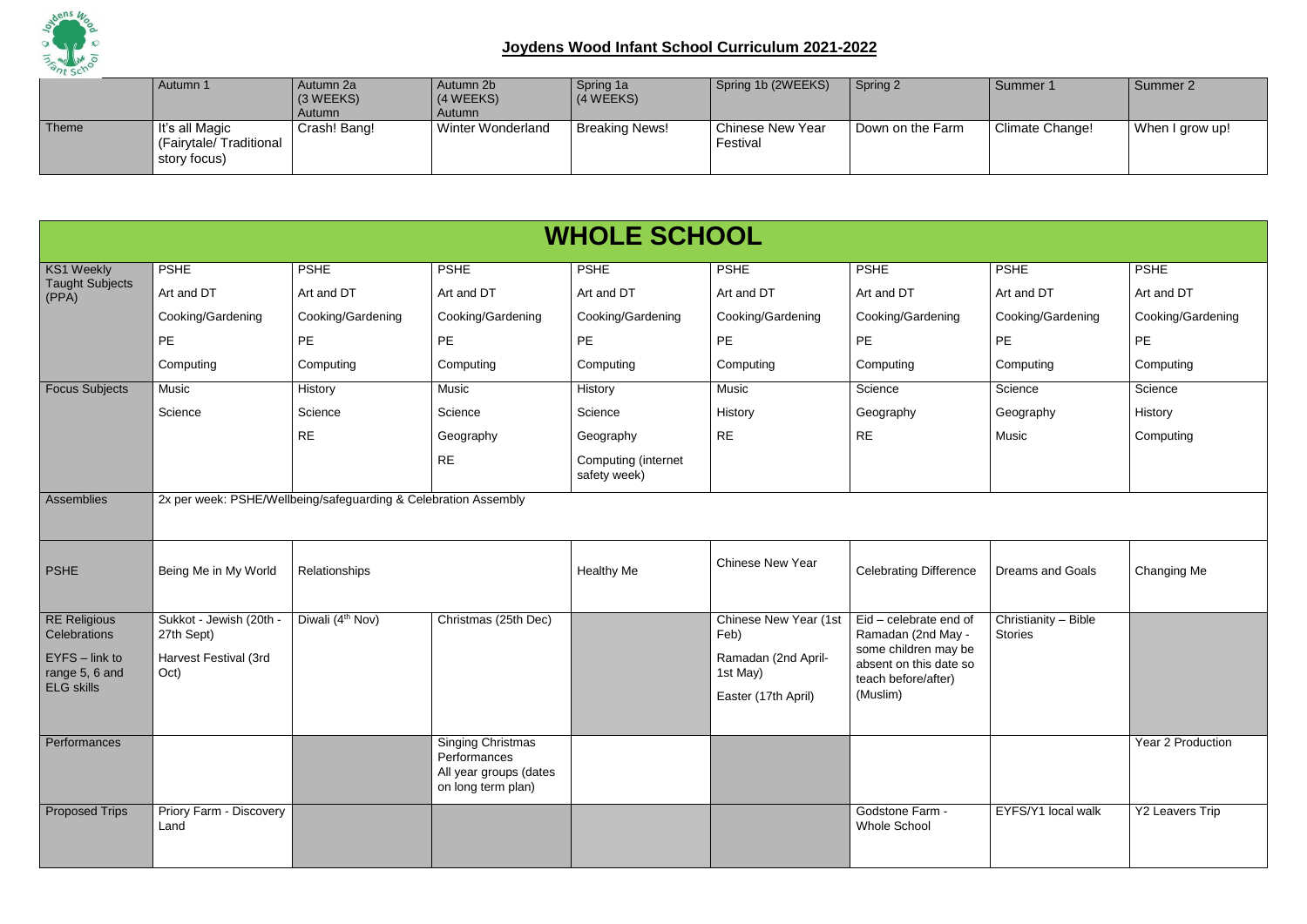# Joydens Wood Infant School Curriculum 2021-2022

| | Autumn 1 | Autumn 2a (3 WEEKS) Autumn | Autumn 2b (4 WEEKS) Autumn | Spring 1a (4 WEEKS) | Spring 1b (2WEEKS) | Spring 2 | Summer 1 | Summer 2 |
|---|---|---|---|---|---|---|---|---|
| Theme | It's all Magic (Fairytale/ Traditional story focus) | Crash! Bang! | Winter Wonderland | Breaking News! | Chinese New Year Festival | Down on the Farm | Climate Change! | When I grow up! |

## WHOLE SCHOOL

| | | | | | | | | |
|---|---|---|---|---|---|---|---|---|
| KS1 Weekly Taught Subjects (PPA) | PSHE<br>Art and DT<br>Cooking/Gardening<br>PE<br>Computing | PSHE<br>Art and DT<br>Cooking/Gardening<br>PE<br>Computing | PSHE<br>Art and DT<br>Cooking/Gardening<br>PE<br>Computing | PSHE<br>Art and DT<br>Cooking/Gardening<br>PE<br>Computing | PSHE<br>Art and DT<br>Cooking/Gardening<br>PE<br>Computing | PSHE<br>Art and DT<br>Cooking/Gardening<br>PE<br>Computing | PSHE<br>Art and DT<br>Cooking/Gardening<br>PE<br>Computing | PSHE<br>Art and DT<br>Cooking/Gardening<br>PE<br>Computing |
| Focus Subjects | Music<br>Science | History<br>Science<br>RE | Music<br>Science<br>Geography<br>RE | History<br>Science<br>Geography<br>Computing (internet safety week) | Music<br>History<br>RE | Science<br>Geography<br>RE | Science<br>Geography<br>Music | Science<br>History<br>Computing |
| Assemblies | 2x per week: PSHE/Wellbeing/safeguarding & Celebration Assembly | | | | | | | |
| PSHE | Being Me in My World | Relationships | | Healthy Me | Chinese New Year | Celebrating Difference | Dreams and Goals | Changing Me |
| RE Religious Celebrations<br>EYFS – link to range 5, 6 and ELG skills | Sukkot - Jewish (20th - 27th Sept)<br>Harvest Festival (3rd Oct) | Diwali (4th Nov) | Christmas (25th Dec) | | Chinese New Year (1st Feb)<br>Ramadan (2nd April-1st May)<br>Easter (17th April) | Eid – celebrate end of Ramadan (2nd May - some children may be absent on this date so teach before/after) (Muslim) | Christianity – Bible Stories | |
| Performances | | | Singing Christmas Performances<br>All year groups (dates on long term plan) | | | | | Year 2 Production |
| Proposed Trips | Priory Farm - Discovery Land | | | | | Godstone Farm - Whole School | EYFS/Y1 local walk | Y2 Leavers Trip |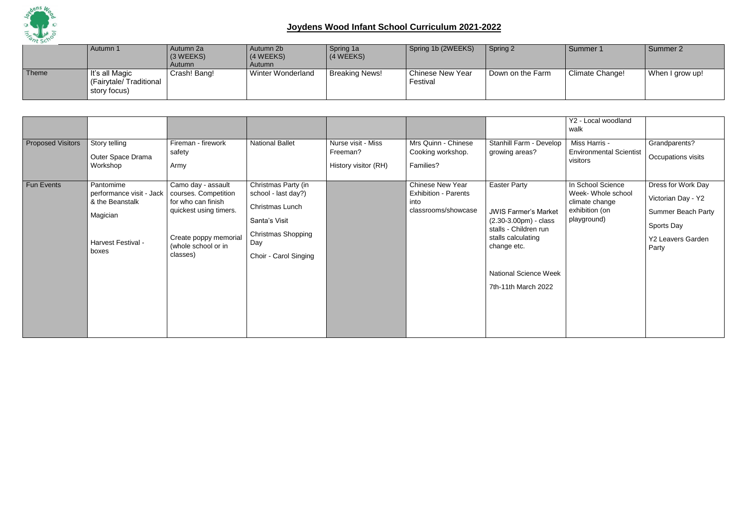# Joydens Wood Infant School Curriculum 2021-2022

| | Autumn 1 | Autumn 2a (3 WEEKS) Autumn | Autumn 2b (4 WEEKS) Autumn | Spring 1a (4 WEEKS) | Spring 1b (2WEEKS) | Spring 2 | Summer 1 | Summer 2 |
|---|---|---|---|---|---|---|---|---|
| Theme | It's all Magic (Fairytale/ Traditional story focus) | Crash! Bang! | Winter Wonderland | Breaking News! | Chinese New Year Festival | Down on the Farm | Climate Change! | When I grow up! |

| | | | | | | | | |
|---|---|---|---|---|---|---|---|---|
| | | | | | | | Y2 - Local woodland walk | |
| Proposed Visitors | Story telling<br>Outer Space Drama Workshop | Fireman - firework safety<br>Army | National Ballet | Nurse visit - Miss Freeman?<br>History visitor (RH) | Mrs Quinn - Chinese Cooking workshop.<br>Families? | Stanhill Farm - Develop growing areas? | Miss Harris - Environmental Scientist visitors | Grandparents?<br>Occupations visits |
| Fun Events | Pantomime performance visit - Jack & the Beanstalk<br>Magician<br>Harvest Festival - boxes | Camo day - assault courses. Competition for who can finish quickest using timers.<br>Create poppy memorial (whole school or in classes) | Christmas Party (in school - last day?)<br>Christmas Lunch<br>Santa's Visit<br>Christmas Shopping Day<br>Choir - Carol Singing | | Chinese New Year Exhibition - Parents into classrooms/showcase | Easter Party<br>JWIS Farmer's Market (2.30-3.00pm) - class stalls - Children run stalls calculating change etc.<br>National Science Week<br>7th-11th March 2022 | In School Science Week- Whole school climate change exhibition (on playground) | Dress for Work Day<br>Victorian Day - Y2<br>Summer Beach Party<br>Sports Day<br>Y2 Leavers Garden Party |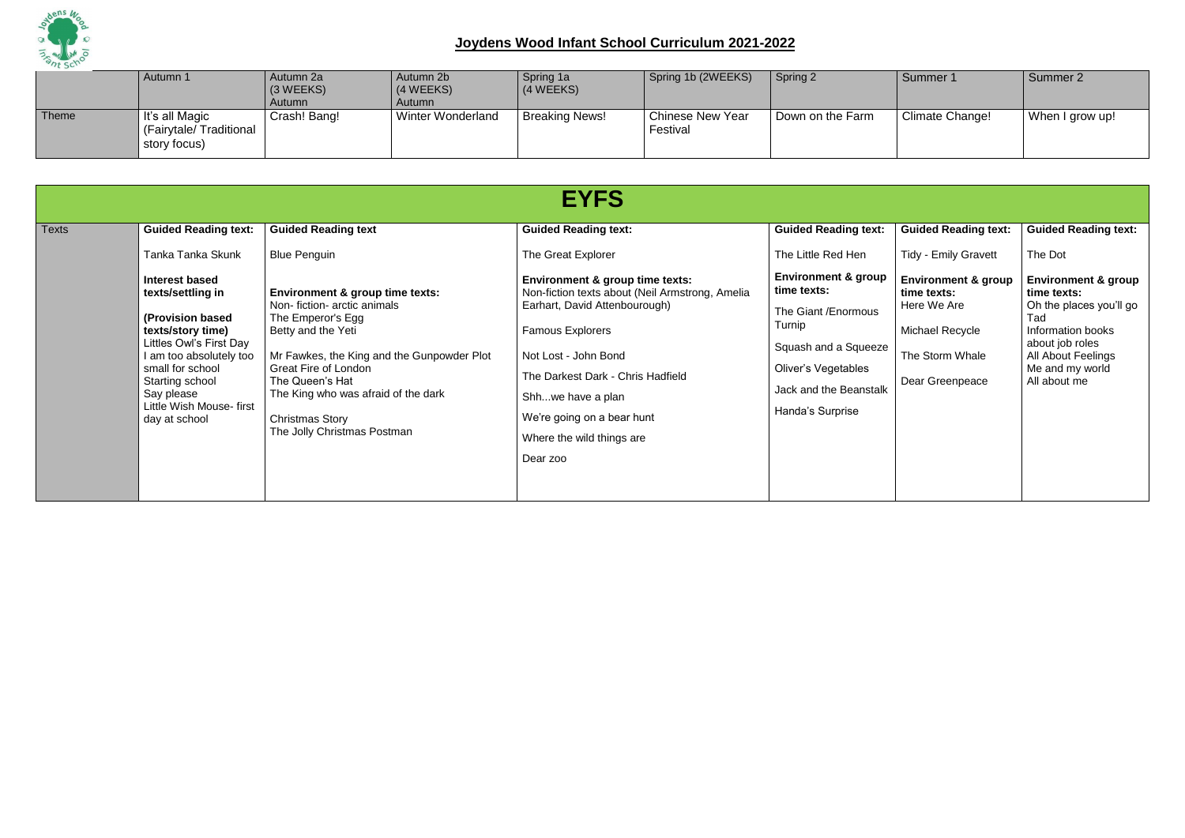# Joydens Wood Infant School Curriculum 2021-2022

| | Autumn 1 | Autumn 2a (3 WEEKS) Autumn | Autumn 2b (4 WEEKS) Autumn | Spring 1a (4 WEEKS) | Spring 1b (2WEEKS) | Spring 2 | Summer 1 | Summer 2 |
|---|---|---|---|---|---|---|---|---|
| Theme | It's all Magic (Fairytale/ Traditional story focus) | Crash! Bang! | Winter Wonderland | Breaking News! | Chinese New Year Festival | Down on the Farm | Climate Change! | When I grow up! |

## EYFS

| Texts | Autumn 1 | Autumn 2 | Spring 1 | Spring 2 | Summer 1 | Summer 2 |
|---|---|---|---|---|---|---|
| | **Guided Reading text:** Tanka Tanka Skunk<br><br>**Interest based texts/settling in**<br><br>**(Provision based texts/story time)**<br>Littles Owl's First Day<br>I am too absolutely too small for school<br>Starting school<br>Say please<br>Little Wish Mouse- first day at school | **Guided Reading text**<br>Blue Penguin<br><br>**Environment & group time texts:**<br>Non- fiction- arctic animals<br>The Emperor's Egg<br>Betty and the Yeti<br><br>Mr Fawkes, the King and the Gunpowder Plot<br>Great Fire of London<br>The Queen's Hat<br>The King who was afraid of the dark<br><br>Christmas Story<br>The Jolly Christmas Postman | **Guided Reading text:**<br>The Great Explorer<br><br>**Environment & group time texts:**<br>Non-fiction texts about (Neil Armstrong, Amelia Earhart, David Attenbourough)<br><br>Famous Explorers<br><br>Not Lost - John Bond<br><br>The Darkest Dark - Chris Hadfield<br><br>Shh...we have a plan<br><br>We're going on a bear hunt<br><br>Where the wild things are<br><br>Dear zoo | **Guided Reading text:**<br>The Little Red Hen<br><br>**Environment & group time texts:**<br>The Giant /Enormous Turnip<br><br>Squash and a Squeeze<br><br>Oliver's Vegetables<br><br>Jack and the Beanstalk<br><br>Handa's Surprise | **Guided Reading text:**<br>Tidy - Emily Gravett<br><br>**Environment & group time texts:**<br>Here We Are<br><br>Michael Recycle<br><br>The Storm Whale<br><br>Dear Greenpeace | **Guided Reading text:**<br>The Dot<br><br>**Environment & group time texts:**<br>Oh the places you'll go<br>Tad<br>Information books about job roles<br>All About Feelings<br>Me and my world<br>All about me |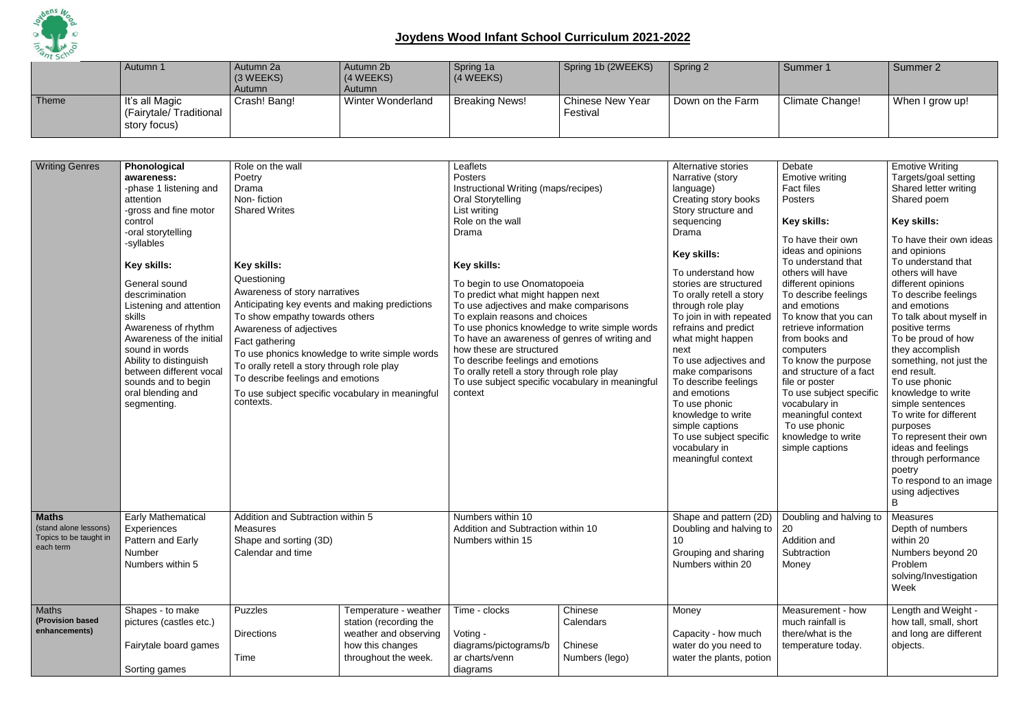# Joydens Wood Infant School Curriculum 2021-2022

| | Autumn 1 | Autumn 2a (3 WEEKS) Autumn | Autumn 2b (4 WEEKS) Autumn | Spring 1a (4 WEEKS) | Spring 1b (2WEEKS) | Spring 2 | Summer 1 | Summer 2 |
|---|---|---|---|---|---|---|---|---|
| Theme | It's all Magic (Fairytale/ Traditional story focus) | Crash! Bang! | Winter Wonderland | Breaking News! | Chinese New Year Festival | Down on the Farm | Climate Change! | When I grow up! |

| | Autumn 1 | Autumn 2a | Autumn 2b | Spring 1a | Spring 1b | Spring 2 | Summer 1 | Summer 2 |
|---|---|---|---|---|---|---|---|---|
| Writing Genres | **Phonological awareness:**<br>-phase 1 listening and attention<br>-gross and fine motor control<br>-oral storytelling<br>-syllables<br><br>**Key skills:**<br>General sound descrimination<br>Listening and attention skills<br>Awareness of rhythm<br>Awareness of the initial sound in words<br>Ability to distinguish between different vocal sounds and to begin oral blending and segmenting. | Role on the wall<br>Poetry<br>Drama<br>Non- fiction<br>Shared Writes<br><br>**Key skills:**<br>Questioning<br>Awareness of story narratives<br>Anticipating key events and making predictions<br>To show empathy towards others<br>Awareness of adjectives<br>Fact gathering<br>To use phonics knowledge to write simple words<br>To orally retell a story through role play<br>To describe feelings and emotions<br>To use subject specific vocabulary in meaningful contexts. | | Leaflets<br>Posters<br>Instructional Writing (maps/recipes)<br>Oral Storytelling<br>List writing<br>Role on the wall<br>Drama<br><br>**Key skills:**<br>To begin to use Onomatopoeia<br>To predict what might happen next<br>To use adjectives and make comparisons<br>To explain reasons and choices<br>To use phonics knowledge to write simple words<br>To have an awareness of genres of writing and how these are structured<br>To describe feelings and emotions<br>To orally retell a story through role play<br>To use subject specific vocabulary in meaningful context | | Alternative stories<br>Narrative (story language)<br>Creating story books<br>Story structure and sequencing<br>Drama<br><br>**Key skills:**<br>To understand how stories are structured<br>To orally retell a story through role play<br>To join in with repeated refrains and predict what might happen next<br>To use adjectives and make comparisons<br>To describe feelings and emotions<br>To use phonic knowledge to write simple captions<br>To use subject specific vocabulary in meaningful context | Debate<br>Emotive writing<br>Fact files<br>Posters<br><br>**Key skills:**<br>To have their own ideas and opinions<br>To understand that others will have different opinions<br>To describe feelings and emotions<br>To know that you can retrieve information from books and computers<br>To know the purpose and structure of a fact file or poster<br>To use subject specific vocabulary in meaningful context<br>To use phonic knowledge to write simple captions | Emotive Writing<br>Targets/goal setting<br>Shared letter writing<br>Shared poem<br><br>**Key skills:**<br>To have their own ideas and opinions<br>To understand that others will have different opinions<br>To describe feelings and emotions<br>To talk about myself in positive terms<br>To be proud of how they accomplish something, not just the end result.<br>To use phonic knowledge to write simple sentences<br>To write for different purposes<br>To represent their own ideas and feelings through performance poetry<br>To respond to an image using adjectives<br>B |
| **Maths** (stand alone lessons) Topics to be taught in each term | Early Mathematical Experiences<br>Pattern and Early Number<br>Numbers within 5 | Addition and Subtraction within 5<br>Measures<br>Shape and sorting (3D)<br>Calendar and time | | Numbers within 10<br>Addition and Subtraction within 10<br>Numbers within 15 | | Shape and pattern (2D)<br>Doubling and halving to 10<br>Grouping and sharing<br>Numbers within 20 | Doubling and halving to 20<br>Addition and Subtraction<br>Money | Measures<br>Depth of numbers within 20<br>Numbers beyond 20<br>Problem solving/Investigation Week |
| Maths **(Provision based enhancements)** | Shapes - to make pictures (castles etc.)<br><br>Fairytale board games<br><br>Sorting games | Puzzles<br><br>Directions<br><br>Time | Temperature - weather station (recording the weather and observing how this changes throughout the week. | Time - clocks<br><br>Voting - diagrams/pictograms/bar charts/venn diagrams | Chinese Calendars<br><br>Chinese Numbers (lego) | Money<br><br>Capacity - how much water do you need to water the plants, potion | Measurement - how much rainfall is there/what is the temperature today. | Length and Weight - how tall, small, short and long are different objects. |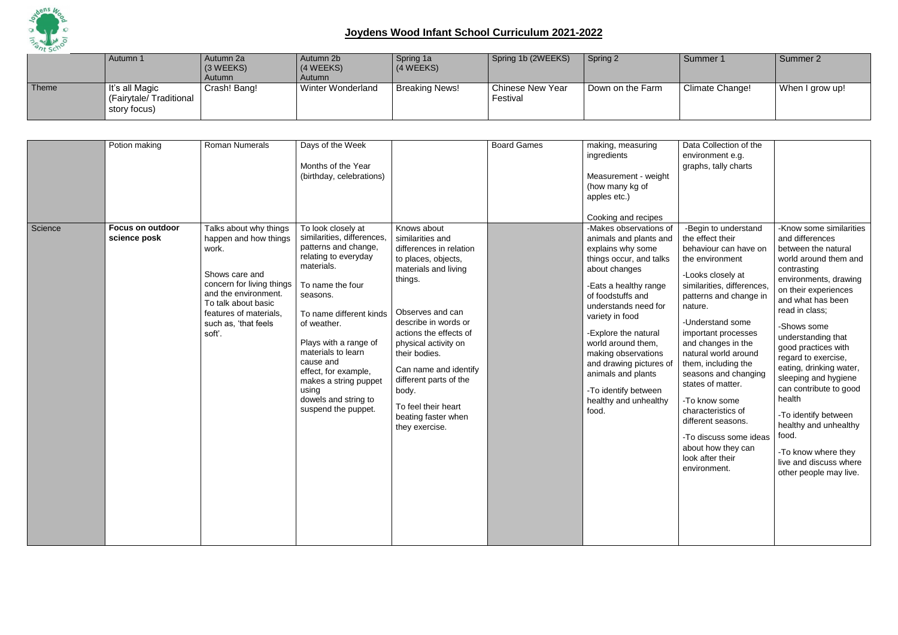# Joydens Wood Infant School Curriculum 2021-2022

| | Autumn 1 | Autumn 2a (3 WEEKS) Autumn | Autumn 2b (4 WEEKS) Autumn | Spring 1a (4 WEEKS) | Spring 1b (2WEEKS) | Spring 2 | Summer 1 | Summer 2 |
|---|---|---|---|---|---|---|---|---|
| Theme | It's all Magic (Fairytale/ Traditional story focus) | Crash! Bang! | Winter Wonderland | Breaking News! | Chinese New Year Festival | Down on the Farm | Climate Change! | When I grow up! |

| | | | | | | | | |
|---|---|---|---|---|---|---|---|---|
| | Potion making | Roman Numerals | Days of the Week<br><br>Months of the Year (birthday, celebrations) | | Board Games | making, measuring ingredients<br><br>Measurement - weight (how many kg of apples etc.)<br><br>Cooking and recipes | Data Collection of the environment e.g. graphs, tally charts | |
| Science | **Focus on outdoor science posk** | Talks about why things happen and how things work.<br><br>Shows care and concern for living things and the environment. To talk about basic features of materials, such as, 'that feels soft'. | To look closely at similarities, differences, patterns and change, relating to everyday materials.<br><br>To name the four seasons.<br><br>To name different kinds of weather.<br><br>Plays with a range of materials to learn cause and effect, for example, makes a string puppet using dowels and string to suspend the puppet. | Knows about similarities and differences in relation to places, objects, materials and living things.<br><br>Observes and can describe in words or actions the effects of physical activity on their bodies.<br><br>Can name and identify different parts of the body.<br><br>To feel their heart beating faster when they exercise. | | -Makes observations of animals and plants and explains why some things occur, and talks about changes<br><br>-Eats a healthy range of foodstuffs and understands need for variety in food<br><br>-Explore the natural world around them, making observations and drawing pictures of animals and plants<br><br>-To identify between healthy and unhealthy food. | -Begin to understand the effect their behaviour can have on the environment<br><br>-Looks closely at similarities, differences, patterns and change in nature.<br><br>-Understand some important processes and changes in the natural world around them, including the seasons and changing states of matter.<br><br>-To know some characteristics of different seasons.<br><br>-To discuss some ideas about how they can look after their environment. | -Know some similarities and differences between the natural world around them and contrasting environments, drawing on their experiences and what has been read in class;<br><br>-Shows some understanding that good practices with regard to exercise, eating, drinking water, sleeping and hygiene can contribute to good health<br><br>-To identify between healthy and unhealthy food.<br><br>-To know where they live and discuss where other people may live. |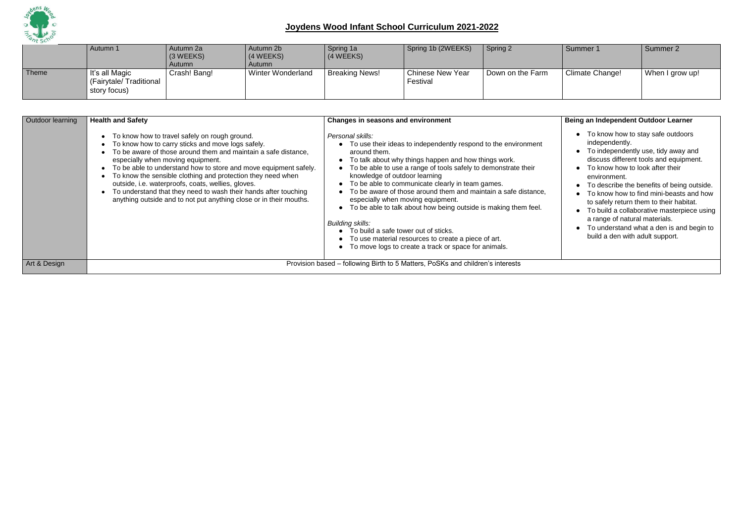# Joydens Wood Infant School Curriculum 2021-2022

| | Autumn 1 | Autumn 2a (3 WEEKS) Autumn | Autumn 2b (4 WEEKS) Autumn | Spring 1a (4 WEEKS) | Spring 1b (2WEEKS) | Spring 2 | Summer 1 | Summer 2 |
|---|---|---|---|---|---|---|---|---|
| Theme | It's all Magic (Fairytale/ Traditional story focus) | Crash! Bang! | Winter Wonderland | Breaking News! | Chinese New Year Festival | Down on the Farm | Climate Change! | When I grow up! |

| | Autumn | Spring | Summer |
|---|---|---|---|
| Outdoor learning | **Health and Safety**<br><br>• To know how to travel safely on rough ground.<br>• To know how to carry sticks and move logs safely.<br>• To be aware of those around them and maintain a safe distance, especially when moving equipment.<br>• To be able to understand how to store and move equipment safely.<br>• To know the sensible clothing and protection they need when outside, i.e. waterproofs, coats, wellies, gloves.<br>• To understand that they need to wash their hands after touching anything outside and to not put anything close or in their mouths. | **Changes in seasons and environment**<br><br>*Personal skills:*<br>• To use their ideas to independently respond to the environment around them.<br>• To talk about why things happen and how things work.<br>• To be able to use a range of tools safely to demonstrate their knowledge of outdoor learning<br>• To be able to communicate clearly in team games.<br>• To be aware of those around them and maintain a safe distance, especially when moving equipment.<br>• To be able to talk about how being outside is making them feel.<br><br>*Building skills:*<br>• To build a safe tower out of sticks.<br>• To use material resources to create a piece of art.<br>• To move logs to create a track or space for animals. | **Being an Independent Outdoor Learner**<br><br>• To know how to stay safe outdoors independently.<br>• To independently use, tidy away and discuss different tools and equipment.<br>• To know how to look after their environment.<br>• To describe the benefits of being outside.<br>• To know how to find mini-beasts and how to safely return them to their habitat.<br>• To build a collaborative masterpiece using a range of natural materials.<br>• To understand what a den is and begin to build a den with adult support. |
| Art & Design | Provision based – following Birth to 5 Matters, PoSKs and children's interests | | |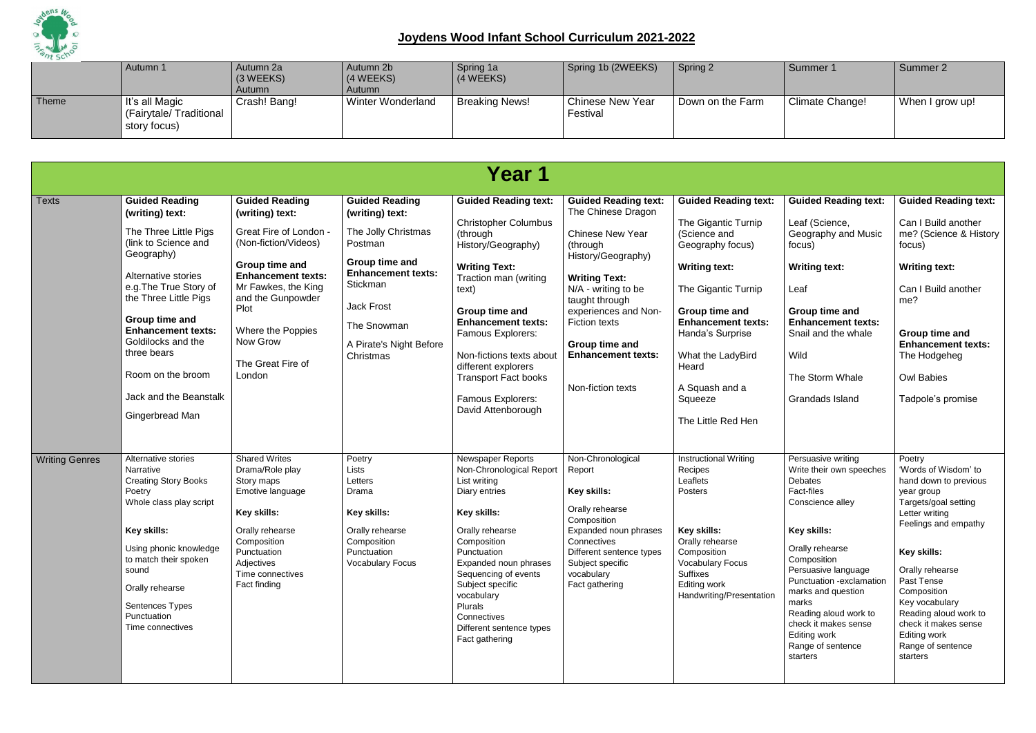## Joydens Wood Infant School Curriculum 2021-2022

| | Autumn 1 | Autumn 2a (3 WEEKS) Autumn | Autumn 2b (4 WEEKS) Autumn | Spring 1a (4 WEEKS) | Spring 1b (2WEEKS) | Spring 2 | Summer 1 | Summer 2 |
|---|---|---|---|---|---|---|---|---|
| Theme | It's all Magic (Fairytale/ Traditional story focus) | Crash! Bang! | Winter Wonderland | Breaking News! | Chinese New Year Festival | Down on the Farm | Climate Change! | When I grow up! |

# Year 1

| | | | | | | | | |
|---|---|---|---|---|---|---|---|---|
| Texts | **Guided Reading (writing) text:**<br><br>The Three Little Pigs (link to Science and Geography)<br><br>Alternative stories e.g.The True Story of the Three Little Pigs<br><br>**Group time and Enhancement texts:**<br>Goldilocks and the three bears<br><br>Room on the broom<br><br>Jack and the Beanstalk<br><br>Gingerbread Man | **Guided Reading (writing) text:**<br><br>Great Fire of London - (Non-fiction/Videos)<br><br>**Group time and Enhancement texts:**<br>Mr Fawkes, the King and the Gunpowder Plot<br><br>Where the Poppies Now Grow<br><br>The Great Fire of London | **Guided Reading (writing) text:**<br><br>The Jolly Christmas Postman<br><br>**Group time and Enhancement texts:**<br>Stickman<br><br>Jack Frost<br><br>The Snowman<br><br>A Pirate's Night Before Christmas | **Guided Reading text:**<br><br>Christopher Columbus (through History/Geography)<br><br>**Writing Text:**<br>Traction man (writing text)<br><br>**Group time and Enhancement texts:**<br>Famous Explorers:<br><br>Non-fictions texts about different explorers<br>Transport Fact books<br><br>Famous Explorers: David Attenborough | **Guided Reading text:**<br>The Chinese Dragon<br><br>Chinese New Year (through History/Geography)<br><br>**Writing Text:**<br>N/A - writing to be taught through experiences and Non-Fiction texts<br><br>**Group time and Enhancement texts:**<br><br>Non-fiction texts | **Guided Reading text:**<br><br>The Gigantic Turnip (Science and Geography focus)<br><br>**Writing text:**<br><br>The Gigantic Turnip<br><br>**Group time and Enhancement texts:**<br>Handa's Surprise<br><br>What the LadyBird Heard<br><br>A Squash and a Squeeze<br><br>The Little Red Hen | **Guided Reading text:**<br><br>Leaf (Science, Geography and Music focus)<br><br>**Writing text:**<br><br>Leaf<br><br>**Group time and Enhancement texts:**<br>Snail and the whale<br><br>Wild<br><br>The Storm Whale<br><br>Grandads Island | **Guided Reading text:**<br><br>Can I Build another me? (Science & History focus)<br><br>**Writing text:**<br><br>Can I Build another me?<br><br>**Group time and Enhancement texts:**<br>The Hodgeheg<br><br>Owl Babies<br><br>Tadpole's promise |
| Writing Genres | Alternative stories<br>Narrative<br>Creating Story Books<br>Poetry<br>Whole class play script<br><br>**Key skills:**<br><br>Using phonic knowledge to match their spoken sound<br><br>Orally rehearse<br><br>Sentences Types<br>Punctuation<br>Time connectives | Shared Writes<br>Drama/Role play<br>Story maps<br>Emotive language<br><br>**Key skills:**<br><br>Orally rehearse<br>Composition<br>Punctuation<br>Adjectives<br>Time connectives<br>Fact finding | Poetry<br>Lists<br>Letters<br>Drama<br><br>**Key skills:**<br><br>Orally rehearse<br>Composition<br>Punctuation<br>Vocabulary Focus | Newspaper Reports<br>Non-Chronological Report<br>List writing<br>Diary entries<br><br>**Key skills:**<br><br>Orally rehearse<br>Composition<br>Punctuation<br>Expanded noun phrases<br>Sequencing of events<br>Subject specific vocabulary<br>Plurals<br>Connectives<br>Different sentence types<br>Fact gathering | Non-Chronological Report<br><br>**Key skills:**<br><br>Orally rehearse<br>Composition<br>Expanded noun phrases<br>Connectives<br>Different sentence types<br>Subject specific vocabulary<br>Fact gathering | Instructional Writing<br>Recipes<br>Leaflets<br>Posters<br><br>**Key skills:**<br>Orally rehearse<br>Composition<br>Vocabulary Focus<br>Suffixes<br>Editing work<br>Handwriting/Presentation | Persuasive writing<br>Write their own speeches<br>Debates<br>Fact-files<br>Conscience alley<br><br>**Key skills:**<br><br>Orally rehearse<br>Composition<br>Persuasive language<br>Punctuation -exclamation marks and question marks<br>Reading aloud work to check it makes sense<br>Editing work<br>Range of sentence starters | Poetry<br>'Words of Wisdom' to hand down to previous year group<br>Targets/goal setting<br>Letter writing<br>Feelings and empathy<br><br>**Key skills:**<br><br>Orally rehearse<br>Past Tense<br>Composition<br>Key vocabulary<br>Reading aloud work to check it makes sense<br>Editing work<br>Range of sentence starters |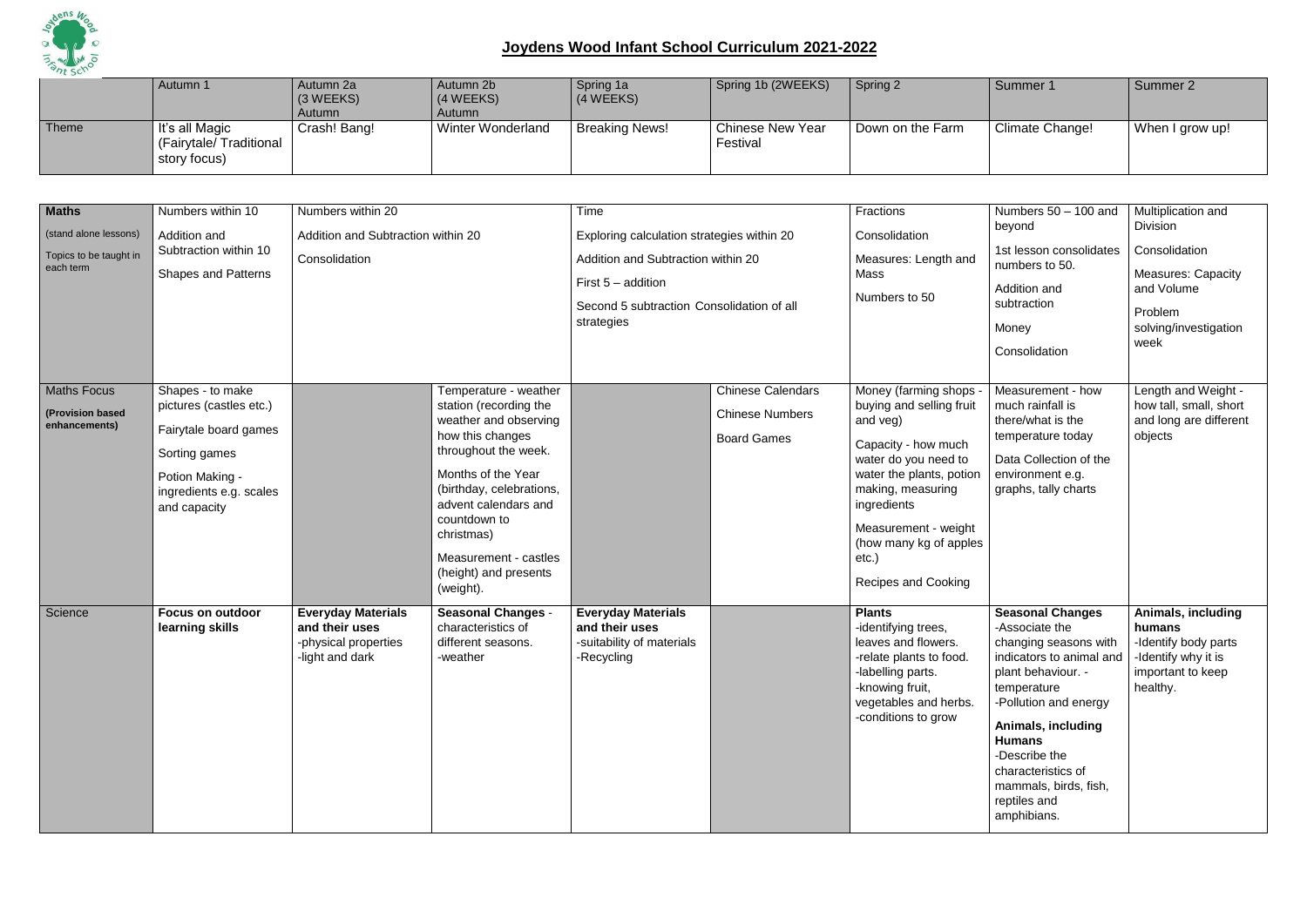# Joydens Wood Infant School Curriculum 2021-2022

| | Autumn 1 | Autumn 2a (3 WEEKS) Autumn | Autumn 2b (4 WEEKS) Autumn | Spring 1a (4 WEEKS) | Spring 1b (2WEEKS) | Spring 2 | Summer 1 | Summer 2 |
|---|---|---|---|---|---|---|---|---|
| Theme | It's all Magic (Fairytale/ Traditional story focus) | Crash! Bang! | Winter Wonderland | Breaking News! | Chinese New Year Festival | Down on the Farm | Climate Change! | When I grow up! |

| | Autumn 1 | Autumn 2a | Autumn 2b | Spring 1a | Spring 1b | Spring 2 | Summer 1 | Summer 2 |
|---|---|---|---|---|---|---|---|---|
| **Maths** (stand alone lessons) Topics to be taught in each term | Numbers within 10<br>Addition and Subtraction within 10<br>Shapes and Patterns | Numbers within 20<br>Addition and Subtraction within 20<br>Consolidation | | Time<br>Exploring calculation strategies within 20<br>Addition and Subtraction within 20<br>First 5 – addition<br>Second 5 subtraction Consolidation of all strategies | | Fractions<br>Consolidation<br>Measures: Length and Mass<br>Numbers to 50 | Numbers 50 – 100 and beyond<br>1st lesson consolidates numbers to 50.<br>Addition and subtraction<br>Money<br>Consolidation | Multiplication and Division<br>Consolidation<br>Measures: Capacity and Volume<br>Problem solving/investigation week |
| Maths Focus **(Provision based enhancements)** | Shapes - to make pictures (castles etc.)<br>Fairytale board games<br>Sorting games<br>Potion Making - ingredients e.g. scales and capacity | | Temperature - weather station (recording the weather and observing how this changes throughout the week.<br>Months of the Year (birthday, celebrations, advent calendars and countdown to christmas)<br>Measurement - castles (height) and presents (weight). | | Chinese Calendars<br>Chinese Numbers<br>Board Games | Money (farming shops - buying and selling fruit and veg)<br>Capacity - how much water do you need to water the plants, potion making, measuring ingredients<br>Measurement - weight (how many kg of apples etc.)<br>Recipes and Cooking | Measurement - how much rainfall is there/what is the temperature today<br>Data Collection of the environment e.g. graphs, tally charts | Length and Weight - how tall, small, short and long are different objects |
| Science | **Focus on outdoor learning skills** | **Everyday Materials and their uses**<br>-physical properties<br>-light and dark | **Seasonal Changes** - characteristics of different seasons.<br>-weather | **Everyday Materials and their uses**<br>-suitability of materials<br>-Recycling | | **Plants**<br>-identifying trees, leaves and flowers.<br>-relate plants to food.<br>-labelling parts.<br>-knowing fruit, vegetables and herbs.<br>-conditions to grow | **Seasonal Changes**<br>-Associate the changing seasons with indicators to animal and plant behaviour. - temperature<br>-Pollution and energy<br>**Animals, including Humans**<br>-Describe the characteristics of mammals, birds, fish, reptiles and amphibians. | **Animals, including humans**<br>-Identify body parts<br>-Identify why it is important to keep healthy. |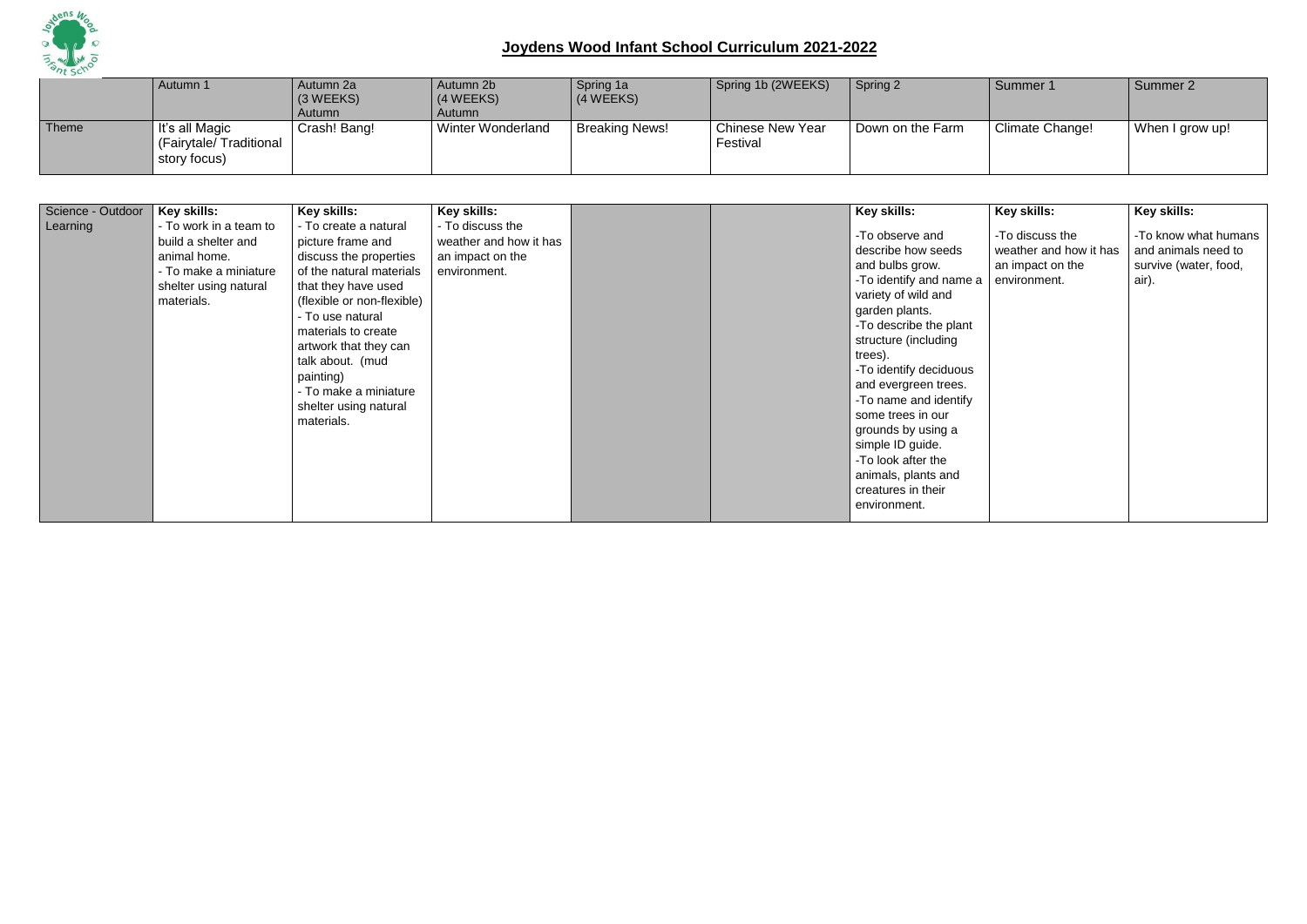## Joydens Wood Infant School Curriculum 2021-2022

| | Autumn 1 | Autumn 2a (3 WEEKS) Autumn | Autumn 2b (4 WEEKS) Autumn | Spring 1a (4 WEEKS) | Spring 1b (2WEEKS) | Spring 2 | Summer 1 | Summer 2 |
|---|---|---|---|---|---|---|---|---|
| Theme | It's all Magic (Fairytale/ Traditional story focus) | Crash! Bang! | Winter Wonderland | Breaking News! | Chinese New Year Festival | Down on the Farm | Climate Change! | When I grow up! |
| Science - Outdoor Learning | **Key skills:** - To work in a team to build a shelter and animal home. - To make a miniature shelter using natural materials. | **Key skills:** - To create a natural picture frame and discuss the properties of the natural materials that they have used (flexible or non-flexible) - To use natural materials to create artwork that they can talk about. (mud painting) - To make a miniature shelter using natural materials. | **Key skills:** - To discuss the weather and how it has an impact on the environment. | | | **Key skills:** -To observe and describe how seeds and bulbs grow. -To identify and name a variety of wild and garden plants. -To describe the plant structure (including trees). -To identify deciduous and evergreen trees. -To name and identify some trees in our grounds by using a simple ID guide. -To look after the animals, plants and creatures in their environment. | **Key skills:** -To discuss the weather and how it has an impact on the environment. | **Key skills:** -To know what humans and animals need to survive (water, food, air). |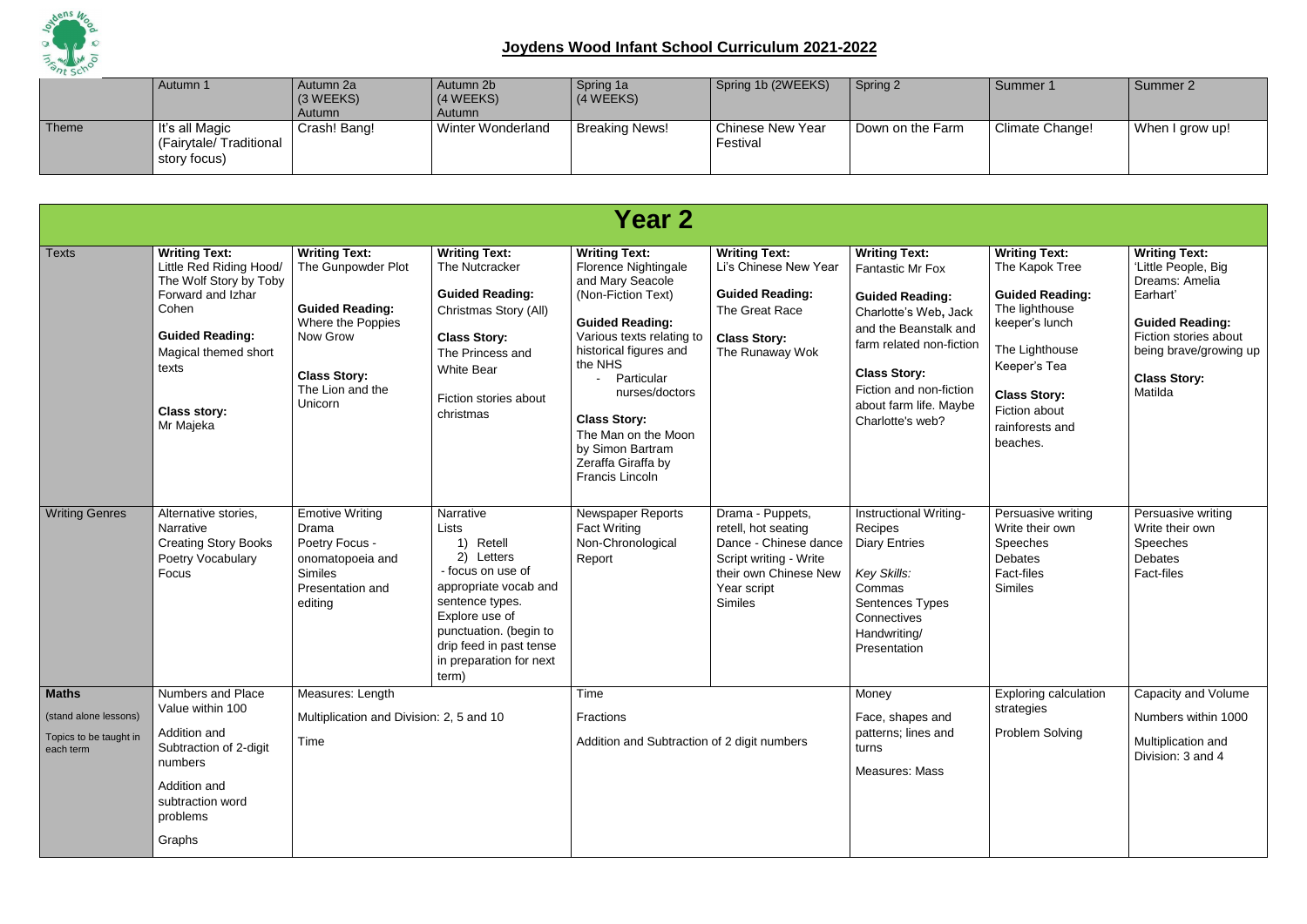# Joydens Wood Infant School Curriculum 2021-2022

| | Autumn 1 | Autumn 2a (3 WEEKS) Autumn | Autumn 2b (4 WEEKS) Autumn | Spring 1a (4 WEEKS) | Spring 1b (2WEEKS) | Spring 2 | Summer 1 | Summer 2 |
|---|---|---|---|---|---|---|---|---|
| Theme | It's all Magic (Fairytale/ Traditional story focus) | Crash! Bang! | Winter Wonderland | Breaking News! | Chinese New Year Festival | Down on the Farm | Climate Change! | When I grow up! |

## Year 2

| | | | | | | | | |
|---|---|---|---|---|---|---|---|---|
| Texts | **Writing Text:** Little Red Riding Hood/ The Wolf Story by Toby Forward and Izhar Cohen<br><br>**Guided Reading:** Magical themed short texts<br><br>**Class story:** Mr Majeka | **Writing Text:** The Gunpowder Plot<br><br>**Guided Reading:** Where the Poppies Now Grow<br><br>**Class Story:** The Lion and the Unicorn | **Writing Text:** The Nutcracker<br><br>**Guided Reading:** Christmas Story (All)<br><br>**Class Story:** The Princess and White Bear<br><br>Fiction stories about christmas | **Writing Text:** Florence Nightingale and Mary Seacole (Non-Fiction Text)<br><br>**Guided Reading:** Various texts relating to historical figures and the NHS<br>- Particular nurses/doctors<br><br>**Class Story:** The Man on the Moon by Simon Bartram Zeraffa Giraffa by Francis Lincoln | **Writing Text:** Li's Chinese New Year<br><br>**Guided Reading:** The Great Race<br><br>**Class Story:** The Runaway Wok | **Writing Text:** Fantastic Mr Fox<br><br>**Guided Reading:** Charlotte's Web, Jack and the Beanstalk and farm related non-fiction<br><br>**Class Story:** Fiction and non-fiction about farm life. Maybe Charlotte's web? | **Writing Text:** The Kapok Tree<br><br>**Guided Reading:** The lighthouse keeper's lunch<br><br>The Lighthouse Keeper's Tea<br><br>**Class Story:** Fiction about rainforests and beaches. | **Writing Text:** 'Little People, Big Dreams: Amelia Earhart'<br><br>**Guided Reading:** Fiction stories about being brave/growing up<br><br>**Class Story:** Matilda |
| Writing Genres | Alternative stories, Narrative<br>Creating Story Books<br>Poetry Vocabulary Focus | Emotive Writing<br>Drama<br>Poetry Focus - onomatopoeia and Similes<br>Presentation and editing | Narrative<br>Lists<br>1) Retell<br>2) Letters<br>- focus on use of appropriate vocab and sentence types. Explore use of punctuation. (begin to drip feed in past tense in preparation for next term) | Newspaper Reports<br>Fact Writing<br>Non-Chronological Report | Drama - Puppets, retell, hot seating<br>Dance - Chinese dance<br>Script writing - Write their own Chinese New Year script<br>Similes | Instructional Writing- Recipes<br>Diary Entries<br><br>*Key Skills:*<br>Commas<br>Sentences Types<br>Connectives<br>Handwriting/ Presentation | Persuasive writing<br>Write their own Speeches<br>Debates<br>Fact-files<br>Similes | Persuasive writing<br>Write their own Speeches<br>Debates<br>Fact-files |
| **Maths** (stand alone lessons) Topics to be taught in each term | Numbers and Place Value within 100<br><br>Addition and Subtraction of 2-digit numbers<br><br>Addition and subtraction word problems<br><br>Graphs | Measures: Length<br><br>Multiplication and Division: 2, 5 and 10<br><br>Time | | Time<br><br>Fractions<br><br>Addition and Subtraction of 2 digit numbers | | Money<br><br>Face, shapes and patterns; lines and turns<br><br>Measures: Mass | Exploring calculation strategies<br><br>Problem Solving | Capacity and Volume<br><br>Numbers within 1000<br><br>Multiplication and Division: 3 and 4 |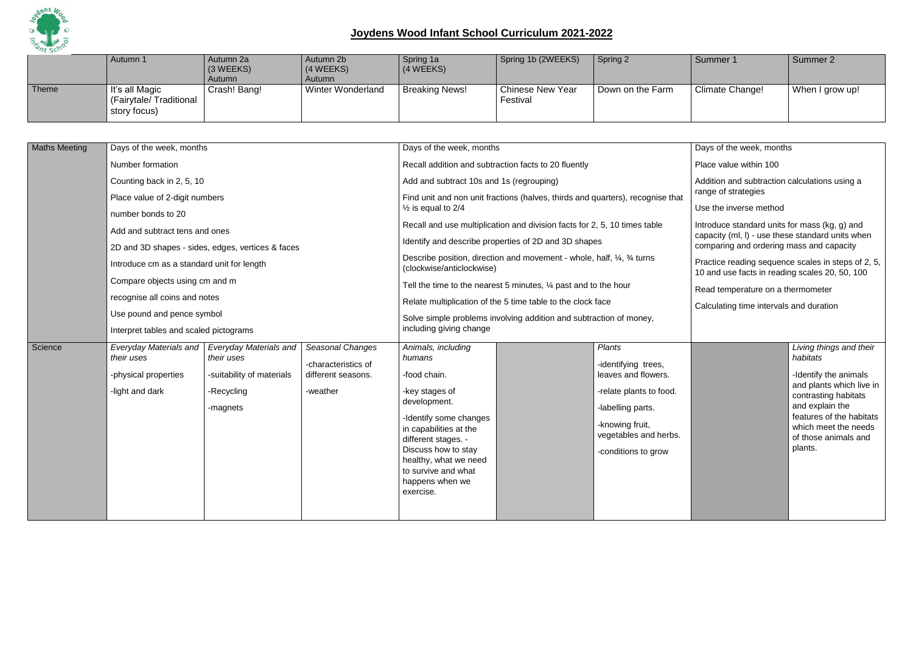# Joydens Wood Infant School Curriculum 2021-2022

| | Autumn 1 | Autumn 2a (3 WEEKS) Autumn | Autumn 2b (4 WEEKS) Autumn | Spring 1a (4 WEEKS) | Spring 1b (2WEEKS) | Spring 2 | Summer 1 | Summer 2 |
|---|---|---|---|---|---|---|---|---|
| Theme | It's all Magic (Fairytale/ Traditional story focus) | Crash! Bang! | Winter Wonderland | Breaking News! | Chinese New Year Festival | Down on the Farm | Climate Change! | When I grow up! |

| | | | | | | | | |
|---|---|---|---|---|---|---|---|---|
| Maths Meeting | Days of the week, months<br>Number formation<br>Counting back in 2, 5, 10<br>Place value of 2-digit numbers<br>number bonds to 20<br>Add and subtract tens and ones<br>2D and 3D shapes - sides, edges, vertices & faces<br>Introduce cm as a standard unit for length<br>Compare objects using cm and m<br>recognise all coins and notes<br>Use pound and pence symbol<br>Interpret tables and scaled pictograms | | | Days of the week, months<br>Recall addition and subtraction facts to 20 fluently<br>Add and subtract 10s and 1s (regrouping)<br>Find unit and non unit fractions (halves, thirds and quarters), recognise that ½ is equal to 2/4<br>Recall and use multiplication and division facts for 2, 5, 10 times table<br>Identify and describe properties of 2D and 3D shapes<br>Describe position, direction and movement - whole, half, ¼, ¾ turns (clockwise/anticlockwise)<br>Tell the time to the nearest 5 minutes, ¼ past and to the hour<br>Relate multiplication of the 5 time table to the clock face<br>Solve simple problems involving addition and subtraction of money, including giving change | | | Days of the week, months<br>Place value within 100<br>Addition and subtraction calculations using a range of strategies<br>Use the inverse method<br>Introduce standard units for mass (kg, g) and capacity (ml, l) - use these standard units when comparing and ordering mass and capacity<br>Practice reading sequence scales in steps of 2, 5, 10 and use facts in reading scales 20, 50, 100<br>Read temperature on a thermometer<br>Calculating time intervals and duration | |
| Science | *Everyday Materials and their uses*<br>-physical properties<br>-light and dark | *Everyday Materials and their uses*<br>-suitability of materials<br>-Recycling<br>-magnets | *Seasonal Changes*<br>-characteristics of different seasons.<br>-weather | *Animals, including humans*<br>-food chain.<br>-key stages of development.<br>-Identify some changes in capabilities at the different stages. - Discuss how to stay healthy, what we need to survive and what happens when we exercise. | | *Plants*<br>-identifying trees, leaves and flowers.<br>-relate plants to food.<br>-labelling parts.<br>-knowing fruit, vegetables and herbs.<br>-conditions to grow | | *Living things and their habitats*<br>-Identify the animals and plants which live in contrasting habitats and explain the features of the habitats which meet the needs of those animals and plants. |